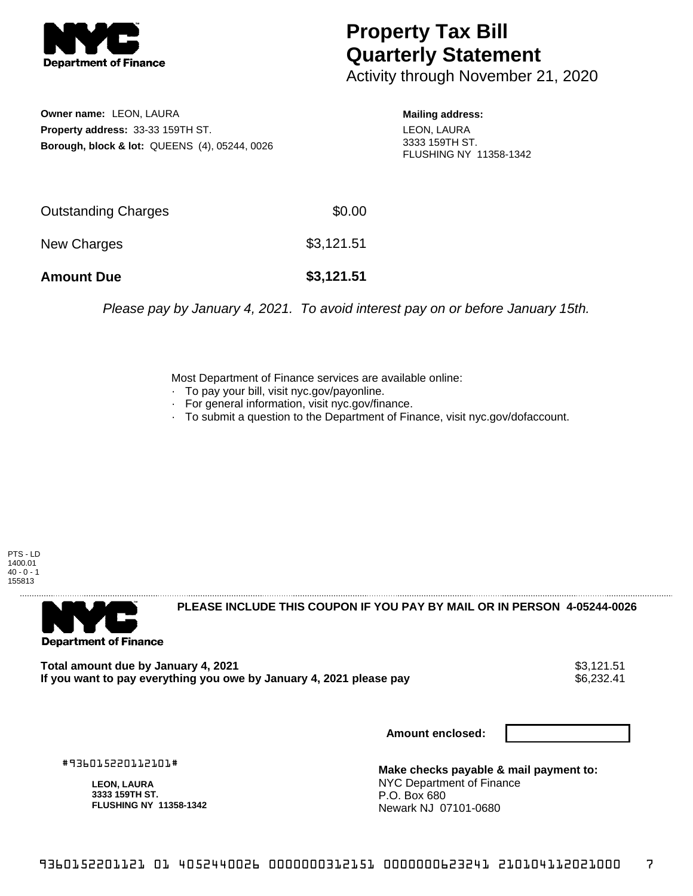# Property Tax Bill Quarterly Statement

Activity through November 21, 2020

**Owner name:** LEON, LAURA
**Property address:** 33-33 159TH ST.
**Borough, block & lot:** QUEENS (4), 05244, 0026

**Mailing address:**
LEON, LAURA
3333 159TH ST.
FLUSHING NY 11358-1342

| | |
|---|---|
| Outstanding Charges | $0.00 |
| New Charges | $3,121.51 |
| **Amount Due** | **$3,121.51** |

*Please pay by January 4, 2021. To avoid interest pay on or before January 15th.*

Most Department of Finance services are available online:
- To pay your bill, visit nyc.gov/payonline.
- For general information, visit nyc.gov/finance.
- To submit a question to the Department of Finance, visit nyc.gov/dofaccount.

PTS - LD
1400.01
40 - 0 - 1
155813

**PLEASE INCLUDE THIS COUPON IF YOU PAY BY MAIL OR IN PERSON 4-05244-0026**

**Total amount due by January 4, 2021** $3,121.51
**If you want to pay everything you owe by January 4, 2021 please pay** $6,232.41

**Amount enclosed:**

#936015220112101#

**LEON, LAURA**
**3333 159TH ST.**
**FLUSHING NY 11358-1342**

**Make checks payable & mail payment to:**
NYC Department of Finance
P.O. Box 680
Newark NJ 07101-0680

9360152201121 01 4052440026 0000000312151 0000000623241 210104112021000 7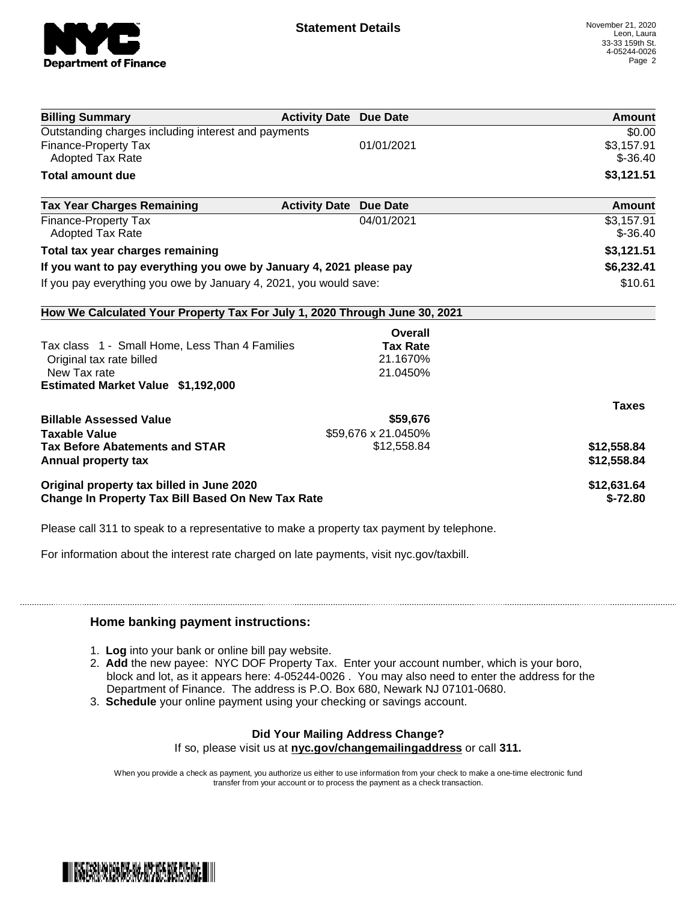## Statement Details

November 21, 2020
Leon, Laura
33-33 159th St.
4-05244-0026

| Billing Summary | Activity Date | Due Date | Amount |
|---|---|---|---|
| Outstanding charges including interest and payments | | | $0.00 |
| Finance-Property Tax | | 01/01/2021 | $3,157.91 |
| Adopted Tax Rate | | | $-36.40 |
| **Total amount due** | | | **$3,121.51** |

| Tax Year Charges Remaining | Activity Date | Due Date | Amount |
|---|---|---|---|
| Finance-Property Tax | | 04/01/2021 | $3,157.91 |
| Adopted Tax Rate | | | $-36.40 |
| **Total tax year charges remaining** | | | **$3,121.51** |
| **If you want to pay everything you owe by January 4, 2021 please pay** | | | **$6,232.41** |
| If you pay everything you owe by January 4, 2021, you would save: | | | $10.61 |

### How We Calculated Your Property Tax For July 1, 2020 Through June 30, 2021

| | Overall Tax Rate | Taxes |
|---|---|---|
| Tax class 1 - Small Home, Less Than 4 Families | | |
| Original tax rate billed | 21.1670% | |
| New Tax rate | 21.0450% | |
| **Estimated Market Value $1,192,000** | | |
| **Billable Assessed Value** | **$59,676** | |
| **Taxable Value** | $59,676 x 21.0450% | |
| **Tax Before Abatements and STAR** | $12,558.84 | **$12,558.84** |
| **Annual property tax** | | **$12,558.84** |
| **Original property tax billed in June 2020** | | **$12,631.64** |
| **Change In Property Tax Bill Based On New Tax Rate** | | **$-72.80** |

Please call 311 to speak to a representative to make a property tax payment by telephone.

For information about the interest rate charged on late payments, visit nyc.gov/taxbill.

### Home banking payment instructions:

1. **Log** into your bank or online bill pay website.
2. **Add** the new payee: NYC DOF Property Tax. Enter your account number, which is your boro, block and lot, as it appears here: 4-05244-0026 . You may also need to enter the address for the Department of Finance. The address is P.O. Box 680, Newark NJ 07101-0680.
3. **Schedule** your online payment using your checking or savings account.

**Did Your Mailing Address Change?**
If so, please visit us at **nyc.gov/changemailingaddress** or call **311.**

When you provide a check as payment, you authorize us either to use information from your check to make a one-time electronic fund transfer from your account or to process the payment as a check transaction.